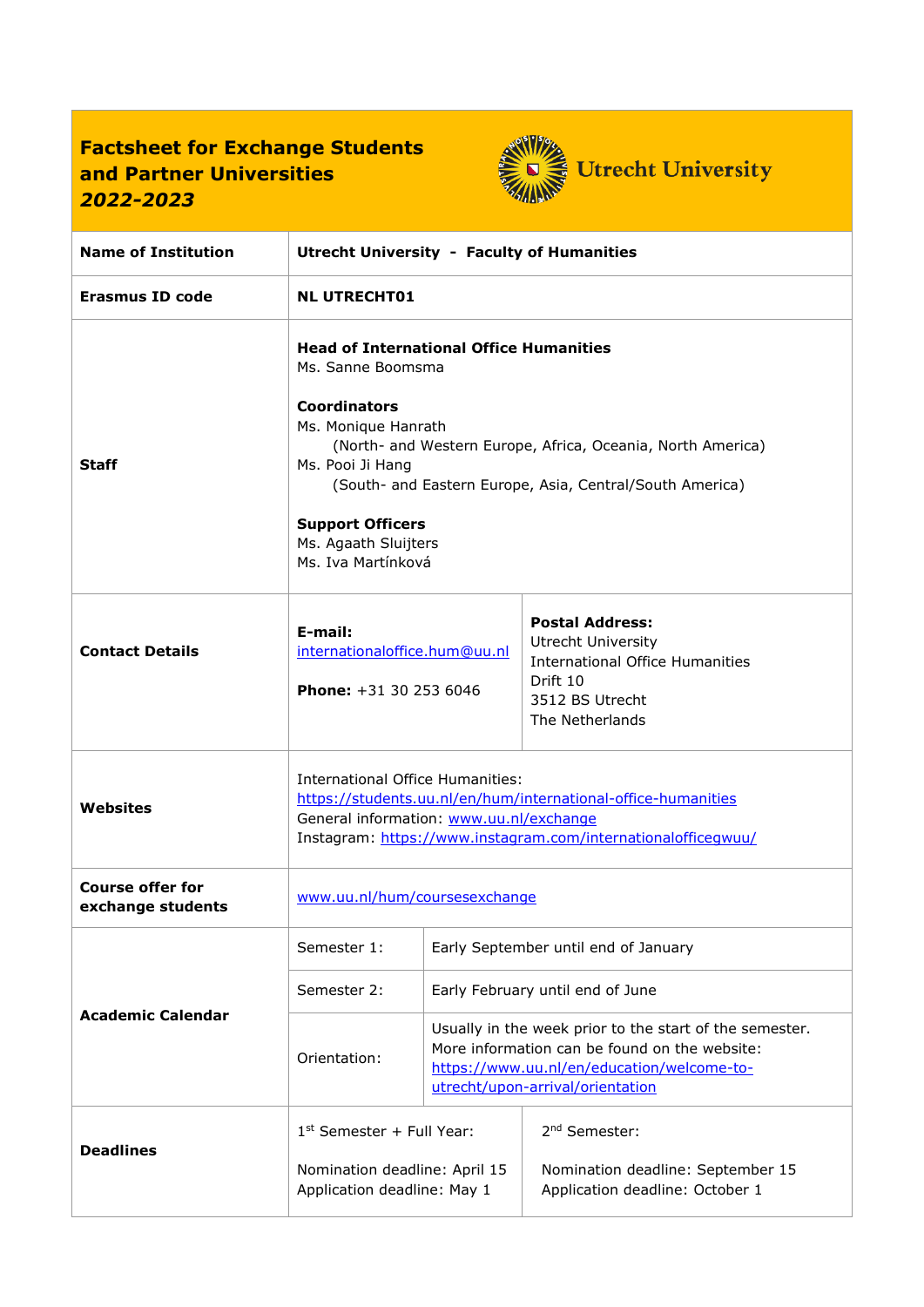# Factsheet for Exchange Students and Partner Universities

***2022-2023***

| | | | |
|---|---|---|---|
| **Name of Institution** | **Utrecht University - Faculty of Humanities** | | |
| **Erasmus ID code** | **NL UTRECHT01** | | |
| **Staff** | **Head of International Office Humanities**<br>Ms. Sanne Boomsma<br><br>**Coordinators**<br>Ms. Monique Hanrath<br>(North- and Western Europe, Africa, Oceania, North America)<br>Ms. Pooi Ji Hang<br>(South- and Eastern Europe, Asia, Central/South America)<br><br>**Support Officers**<br>Ms. Agaath Sluijters<br>Ms. Iva Martínková | | |
| **Contact Details** | **E-mail:**<br>internationaloffice.hum@uu.nl<br><br>**Phone:** +31 30 253 6046 | **Postal Address:**<br>Utrecht University<br>International Office Humanities<br>Drift 10<br>3512 BS Utrecht<br>The Netherlands | |
| **Websites** | International Office Humanities:<br>https://students.uu.nl/en/hum/international-office-humanities<br>General information: www.uu.nl/exchange<br>Instagram: https://www.instagram.com/internationalofficegwuu/ | | |
| **Course offer for exchange students** | www.uu.nl/hum/coursesexchange | | |
| **Academic Calendar** | Semester 1: | Early September until end of January | |
| | Semester 2: | Early February until end of June | |
| | Orientation: | Usually in the week prior to the start of the semester. More information can be found on the website:<br>https://www.uu.nl/en/education/welcome-to-utrecht/upon-arrival/orientation | |
| **Deadlines** | 1st Semester + Full Year:<br><br>Nomination deadline: April 15<br>Application deadline: May 1 | 2nd Semester:<br><br>Nomination deadline: September 15<br>Application deadline: October 1 | |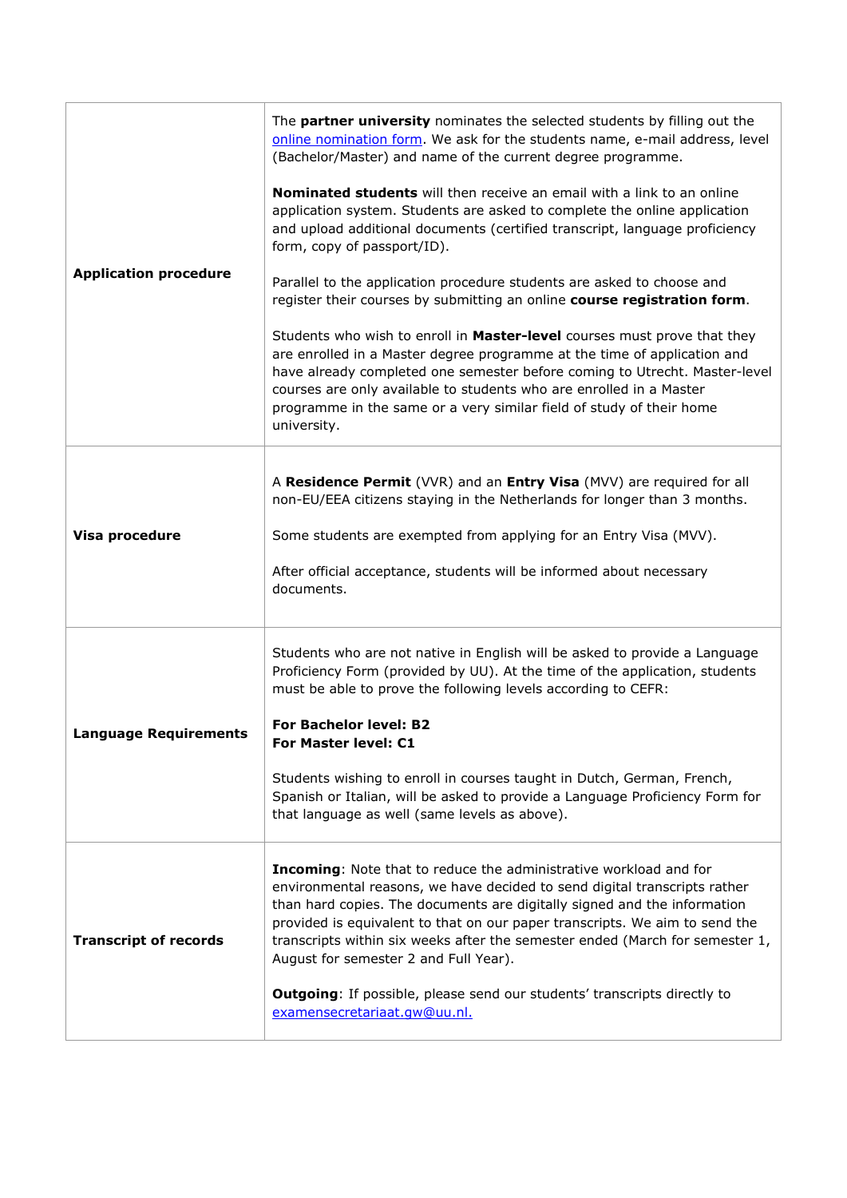| | |
|---|---|
| **Application procedure** | The **partner university** nominates the selected students by filling out the [online nomination form](). We ask for the students name, e-mail address, level (Bachelor/Master) and name of the current degree programme.<br><br>**Nominated students** will then receive an email with a link to an online application system. Students are asked to complete the online application and upload additional documents (certified transcript, language proficiency form, copy of passport/ID).<br><br>Parallel to the application procedure students are asked to choose and register their courses by submitting an online **course registration form**.<br><br>Students who wish to enroll in **Master-level** courses must prove that they are enrolled in a Master degree programme at the time of application and have already completed one semester before coming to Utrecht. Master-level courses are only available to students who are enrolled in a Master programme in the same or a very similar field of study of their home university. |
| **Visa procedure** | A **Residence Permit** (VVR) and an **Entry Visa** (MVV) are required for all non-EU/EEA citizens staying in the Netherlands for longer than 3 months.<br><br>Some students are exempted from applying for an Entry Visa (MVV).<br><br>After official acceptance, students will be informed about necessary documents. |
| **Language Requirements** | Students who are not native in English will be asked to provide a Language Proficiency Form (provided by UU). At the time of the application, students must be able to prove the following levels according to CEFR:<br><br>**For Bachelor level: B2**<br>**For Master level: C1**<br><br>Students wishing to enroll in courses taught in Dutch, German, French, Spanish or Italian, will be asked to provide a Language Proficiency Form for that language as well (same levels as above). |
| **Transcript of records** | **Incoming**: Note that to reduce the administrative workload and for environmental reasons, we have decided to send digital transcripts rather than hard copies. The documents are digitally signed and the information provided is equivalent to that on our paper transcripts. We aim to send the transcripts within six weeks after the semester ended (March for semester 1, August for semester 2 and Full Year).<br><br>**Outgoing**: If possible, please send our students' transcripts directly to examensecretariaat.gw@uu.nl. |